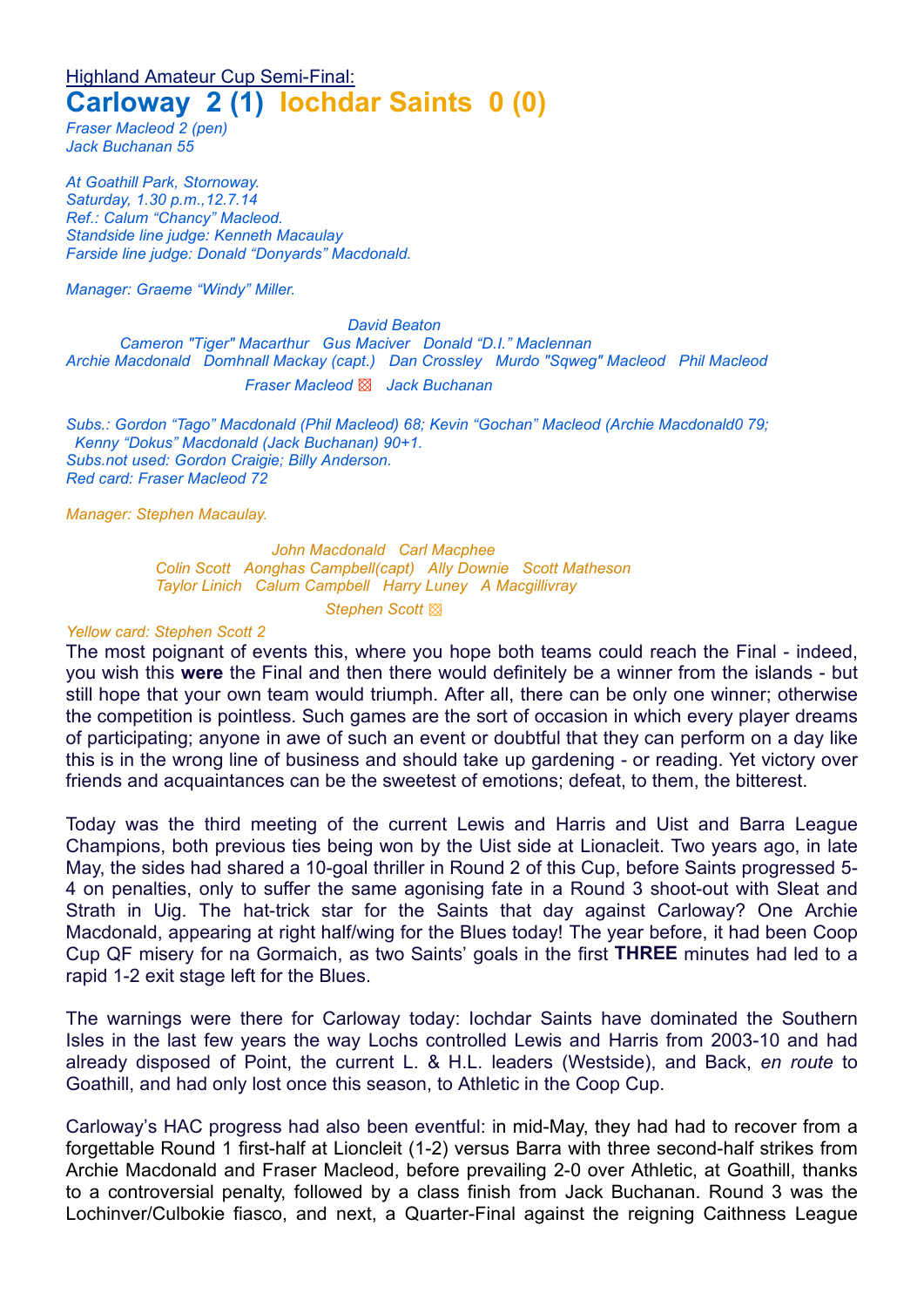Highland Amateur Cup Semi-Final:

# Carloway 2 (1) Iochdar Saints 0 (0)

*Fraser Macleod 2 (pen)*
*Jack Buchanan 55*

*At Goathill Park, Stornoway.*
*Saturday, 1.30 p.m.,12.7.14*
*Ref.: Calum "Chancy" Macleod.*
*Standside line judge: Kenneth Macaulay*
*Farside line judge: Donald "Donyards" Macdonald.*

*Manager: Graeme "Windy" Miller.*

*David Beaton*
*Cameron "Tiger" Macarthur Gus Maciver Donald "D.I." Maclennan*
*Archie Macdonald Domhnall Mackay (capt.) Dan Crossley Murdo "Sqweg" Macleod Phil Macleod*
*Fraser Macleod ▧ Jack Buchanan*

*Subs.: Gordon "Tago" Macdonald (Phil Macleod) 68; Kevin "Gochan" Macleod (Archie Macdonald0 79; Kenny "Dokus" Macdonald (Jack Buchanan) 90+1.*
*Subs.not used: Gordon Craigie; Billy Anderson.*
*Red card: Fraser Macleod 72*

*Manager: Stephen Macaulay.*

*John Macdonald Carl Macphee*
*Colin Scott Aonghas Campbell(capt) Ally Downie Scott Matheson*
*Taylor Linich Calum Campbell Harry Luney A Macgillivray*
*Stephen Scott ▧*

*Yellow card: Stephen Scott 2*

The most poignant of events this, where you hope both teams could reach the Final - indeed, you wish this **were** the Final and then there would definitely be a winner from the islands - but still hope that your own team would triumph. After all, there can be only one winner; otherwise the competition is pointless. Such games are the sort of occasion in which every player dreams of participating; anyone in awe of such an event or doubtful that they can perform on a day like this is in the wrong line of business and should take up gardening - or reading. Yet victory over friends and acquaintances can be the sweetest of emotions; defeat, to them, the bitterest.

Today was the third meeting of the current Lewis and Harris and Uist and Barra League Champions, both previous ties being won by the Uist side at Lionacleit. Two years ago, in late May, the sides had shared a 10-goal thriller in Round 2 of this Cup, before Saints progressed 5-4 on penalties, only to suffer the same agonising fate in a Round 3 shoot-out with Sleat and Strath in Uig. The hat-trick star for the Saints that day against Carloway? One Archie Macdonald, appearing at right half/wing for the Blues today! The year before, it had been Coop Cup QF misery for na Gormaich, as two Saints' goals in the first **THREE** minutes had led to a rapid 1-2 exit stage left for the Blues.

The warnings were there for Carloway today: Iochdar Saints have dominated the Southern Isles in the last few years the way Lochs controlled Lewis and Harris from 2003-10 and had already disposed of Point, the current L. & H.L. leaders (Westside), and Back, *en route* to Goathill, and had only lost once this season, to Athletic in the Coop Cup.

Carloway's HAC progress had also been eventful: in mid-May, they had had to recover from a forgettable Round 1 first-half at Lioncleit (1-2) versus Barra with three second-half strikes from Archie Macdonald and Fraser Macleod, before prevailing 2-0 over Athletic, at Goathill, thanks to a controversial penalty, followed by a class finish from Jack Buchanan. Round 3 was the Lochinver/Culbokie fiasco, and next, a Quarter-Final against the reigning Caithness League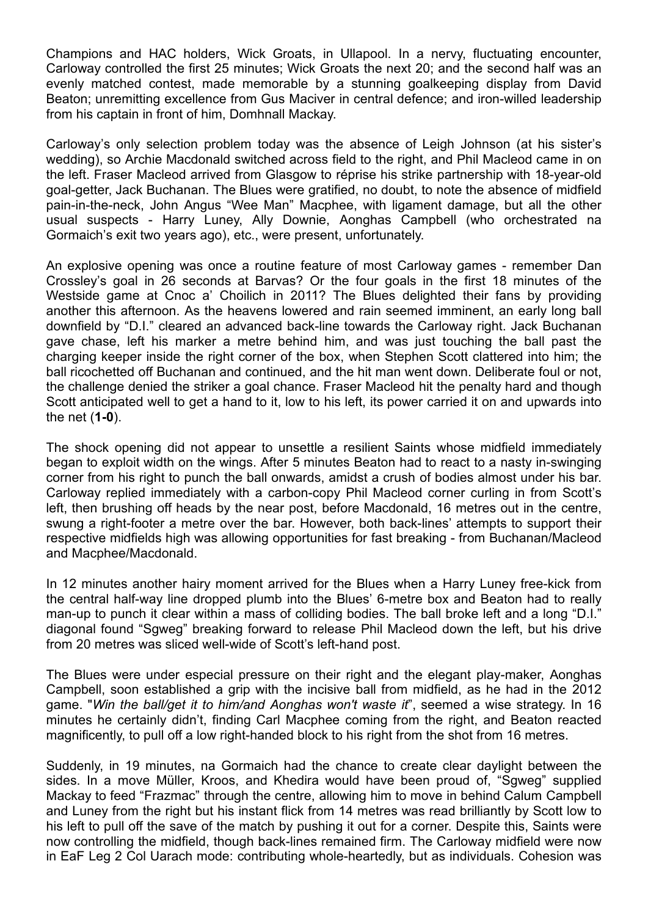Champions and HAC holders, Wick Groats, in Ullapool. In a nervy, fluctuating encounter, Carloway controlled the first 25 minutes; Wick Groats the next 20; and the second half was an evenly matched contest, made memorable by a stunning goalkeeping display from David Beaton; unremitting excellence from Gus Maciver in central defence; and iron-willed leadership from his captain in front of him, Domhnall Mackay.

Carloway's only selection problem today was the absence of Leigh Johnson (at his sister's wedding), so Archie Macdonald switched across field to the right, and Phil Macleod came in on the left. Fraser Macleod arrived from Glasgow to réprise his strike partnership with 18-year-old goal-getter, Jack Buchanan. The Blues were gratified, no doubt, to note the absence of midfield pain-in-the-neck, John Angus "Wee Man" Macphee, with ligament damage, but all the other usual suspects - Harry Luney, Ally Downie, Aonghas Campbell (who orchestrated na Gormaich's exit two years ago), etc., were present, unfortunately.

An explosive opening was once a routine feature of most Carloway games - remember Dan Crossley's goal in 26 seconds at Barvas? Or the four goals in the first 18 minutes of the Westside game at Cnoc a' Choilich in 2011? The Blues delighted their fans by providing another this afternoon. As the heavens lowered and rain seemed imminent, an early long ball downfield by "D.I." cleared an advanced back-line towards the Carloway right. Jack Buchanan gave chase, left his marker a metre behind him, and was just touching the ball past the charging keeper inside the right corner of the box, when Stephen Scott clattered into him; the ball ricochetted off Buchanan and continued, and the hit man went down. Deliberate foul or not, the challenge denied the striker a goal chance. Fraser Macleod hit the penalty hard and though Scott anticipated well to get a hand to it, low to his left, its power carried it on and upwards into the net (**1-0**).

The shock opening did not appear to unsettle a resilient Saints whose midfield immediately began to exploit width on the wings. After 5 minutes Beaton had to react to a nasty in-swinging corner from his right to punch the ball onwards, amidst a crush of bodies almost under his bar. Carloway replied immediately with a carbon-copy Phil Macleod corner curling in from Scott's left, then brushing off heads by the near post, before Macdonald, 16 metres out in the centre, swung a right-footer a metre over the bar. However, both back-lines' attempts to support their respective midfields high was allowing opportunities for fast breaking - from Buchanan/Macleod and Macphee/Macdonald.

In 12 minutes another hairy moment arrived for the Blues when a Harry Luney free-kick from the central half-way line dropped plumb into the Blues' 6-metre box and Beaton had to really man-up to punch it clear within a mass of colliding bodies. The ball broke left and a long "D.I." diagonal found "Sgweg" breaking forward to release Phil Macleod down the left, but his drive from 20 metres was sliced well-wide of Scott's left-hand post.

The Blues were under especial pressure on their right and the elegant play-maker, Aonghas Campbell, soon established a grip with the incisive ball from midfield, as he had in the 2012 game. "*Win the ball/get it to him/and Aonghas won't waste it*", seemed a wise strategy. In 16 minutes he certainly didn't, finding Carl Macphee coming from the right, and Beaton reacted magnificently, to pull off a low right-handed block to his right from the shot from 16 metres.

Suddenly, in 19 minutes, na Gormaich had the chance to create clear daylight between the sides. In a move Müller, Kroos, and Khedira would have been proud of, "Sgweg" supplied Mackay to feed "Frazmac" through the centre, allowing him to move in behind Calum Campbell and Luney from the right but his instant flick from 14 metres was read brilliantly by Scott low to his left to pull off the save of the match by pushing it out for a corner. Despite this, Saints were now controlling the midfield, though back-lines remained firm. The Carloway midfield were now in EaF Leg 2 Col Uarach mode: contributing whole-heartedly, but as individuals. Cohesion was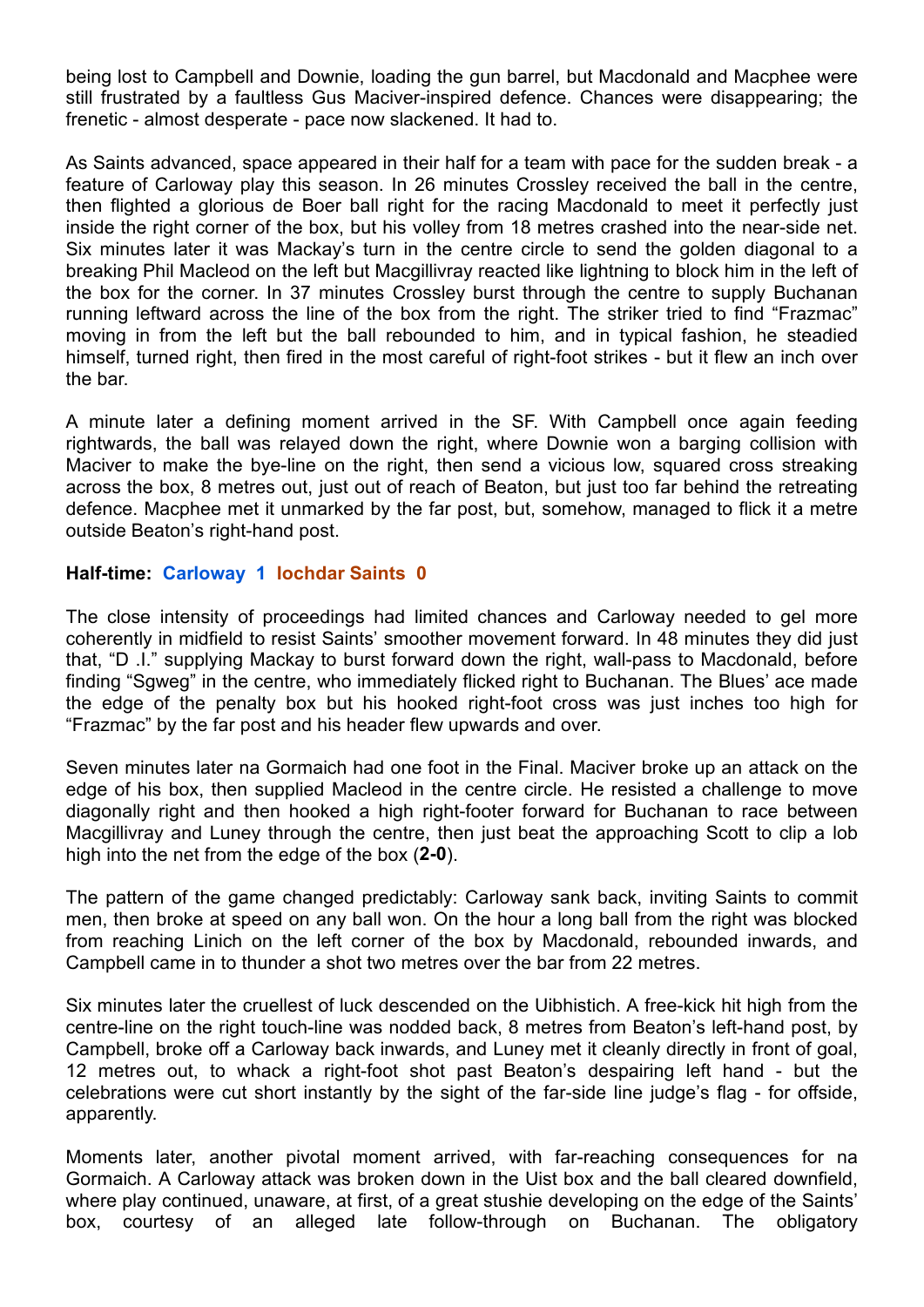being lost to Campbell and Downie, loading the gun barrel, but Macdonald and Macphee were still frustrated by a faultless Gus Maciver-inspired defence. Chances were disappearing; the frenetic - almost desperate - pace now slackened. It had to.

As Saints advanced, space appeared in their half for a team with pace for the sudden break - a feature of Carloway play this season. In 26 minutes Crossley received the ball in the centre, then flighted a glorious de Boer ball right for the racing Macdonald to meet it perfectly just inside the right corner of the box, but his volley from 18 metres crashed into the near-side net. Six minutes later it was Mackay's turn in the centre circle to send the golden diagonal to a breaking Phil Macleod on the left but Macgillivray reacted like lightning to block him in the left of the box for the corner. In 37 minutes Crossley burst through the centre to supply Buchanan running leftward across the line of the box from the right. The striker tried to find "Frazmac" moving in from the left but the ball rebounded to him, and in typical fashion, he steadied himself, turned right, then fired in the most careful of right-foot strikes - but it flew an inch over the bar.

A minute later a defining moment arrived in the SF. With Campbell once again feeding rightwards, the ball was relayed down the right, where Downie won a barging collision with Maciver to make the bye-line on the right, then send a vicious low, squared cross streaking across the box, 8 metres out, just out of reach of Beaton, but just too far behind the retreating defence. Macphee met it unmarked by the far post, but, somehow, managed to flick it a metre outside Beaton's right-hand post.

**Half-time: Carloway 1 Iochdar Saints 0**

The close intensity of proceedings had limited chances and Carloway needed to gel more coherently in midfield to resist Saints' smoother movement forward. In 48 minutes they did just that, "D .I." supplying Mackay to burst forward down the right, wall-pass to Macdonald, before finding "Sgweg" in the centre, who immediately flicked right to Buchanan. The Blues' ace made the edge of the penalty box but his hooked right-foot cross was just inches too high for "Frazmac" by the far post and his header flew upwards and over.

Seven minutes later na Gormaich had one foot in the Final. Maciver broke up an attack on the edge of his box, then supplied Macleod in the centre circle. He resisted a challenge to move diagonally right and then hooked a high right-footer forward for Buchanan to race between Macgillivray and Luney through the centre, then just beat the approaching Scott to clip a lob high into the net from the edge of the box (**2-0**).

The pattern of the game changed predictably: Carloway sank back, inviting Saints to commit men, then broke at speed on any ball won. On the hour a long ball from the right was blocked from reaching Linich on the left corner of the box by Macdonald, rebounded inwards, and Campbell came in to thunder a shot two metres over the bar from 22 metres.

Six minutes later the cruellest of luck descended on the Uibhistich. A free-kick hit high from the centre-line on the right touch-line was nodded back, 8 metres from Beaton's left-hand post, by Campbell, broke off a Carloway back inwards, and Luney met it cleanly directly in front of goal, 12 metres out, to whack a right-foot shot past Beaton's despairing left hand - but the celebrations were cut short instantly by the sight of the far-side line judge's flag - for offside, apparently.

Moments later, another pivotal moment arrived, with far-reaching consequences for na Gormaich. A Carloway attack was broken down in the Uist box and the ball cleared downfield, where play continued, unaware, at first, of a great stushie developing on the edge of the Saints' box, courtesy of an alleged late follow-through on Buchanan. The obligatory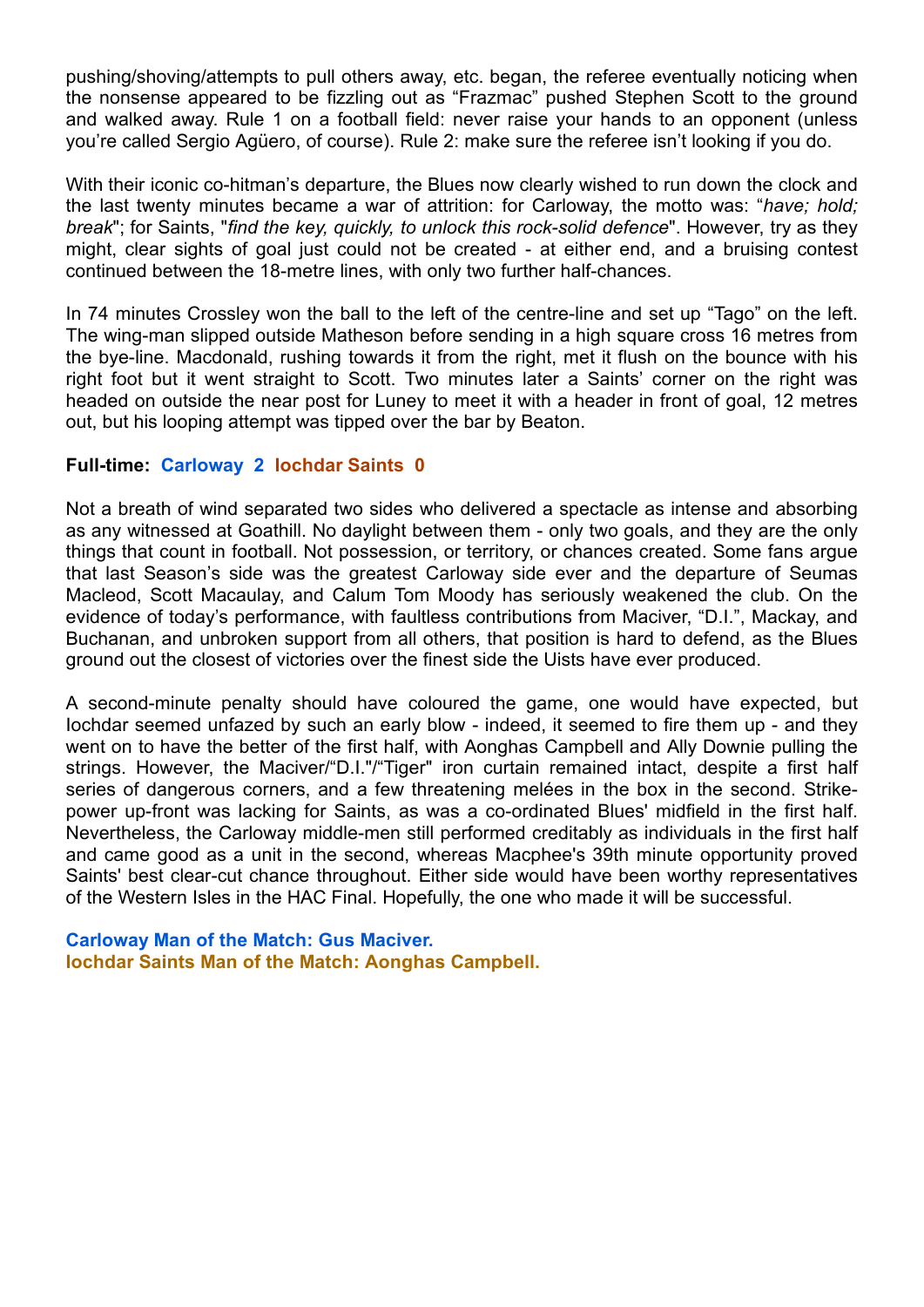pushing/shoving/attempts to pull others away, etc. began, the referee eventually noticing when the nonsense appeared to be fizzling out as "Frazmac" pushed Stephen Scott to the ground and walked away. Rule 1 on a football field: never raise your hands to an opponent (unless you're called Sergio Agüero, of course). Rule 2: make sure the referee isn't looking if you do.

With their iconic co-hitman's departure, the Blues now clearly wished to run down the clock and the last twenty minutes became a war of attrition: for Carloway, the motto was: "*have; hold; break*"; for Saints, "*find the key, quickly, to unlock this rock-solid defence*". However, try as they might, clear sights of goal just could not be created - at either end, and a bruising contest continued between the 18-metre lines, with only two further half-chances.

In 74 minutes Crossley won the ball to the left of the centre-line and set up "Tago" on the left. The wing-man slipped outside Matheson before sending in a high square cross 16 metres from the bye-line. Macdonald, rushing towards it from the right, met it flush on the bounce with his right foot but it went straight to Scott. Two minutes later a Saints' corner on the right was headed on outside the near post for Luney to meet it with a header in front of goal, 12 metres out, but his looping attempt was tipped over the bar by Beaton.

**Full-time: Carloway 2 Iochdar Saints 0**

Not a breath of wind separated two sides who delivered a spectacle as intense and absorbing as any witnessed at Goathill. No daylight between them - only two goals, and they are the only things that count in football. Not possession, or territory, or chances created. Some fans argue that last Season's side was the greatest Carloway side ever and the departure of Seumas Macleod, Scott Macaulay, and Calum Tom Moody has seriously weakened the club. On the evidence of today's performance, with faultless contributions from Maciver, "D.I.", Mackay, and Buchanan, and unbroken support from all others, that position is hard to defend, as the Blues ground out the closest of victories over the finest side the Uists have ever produced.

A second-minute penalty should have coloured the game, one would have expected, but Iochdar seemed unfazed by such an early blow - indeed, it seemed to fire them up - and they went on to have the better of the first half, with Aonghas Campbell and Ally Downie pulling the strings. However, the Maciver/"D.I."/"Tiger" iron curtain remained intact, despite a first half series of dangerous corners, and a few threatening melées in the box in the second. Strike-power up-front was lacking for Saints, as was a co-ordinated Blues' midfield in the first half. Nevertheless, the Carloway middle-men still performed creditably as individuals in the first half and came good as a unit in the second, whereas Macphee's 39th minute opportunity proved Saints' best clear-cut chance throughout. Either side would have been worthy representatives of the Western Isles in the HAC Final. Hopefully, the one who made it will be successful.

**Carloway Man of the Match: Gus Maciver.**
**Iochdar Saints Man of the Match: Aonghas Campbell.**